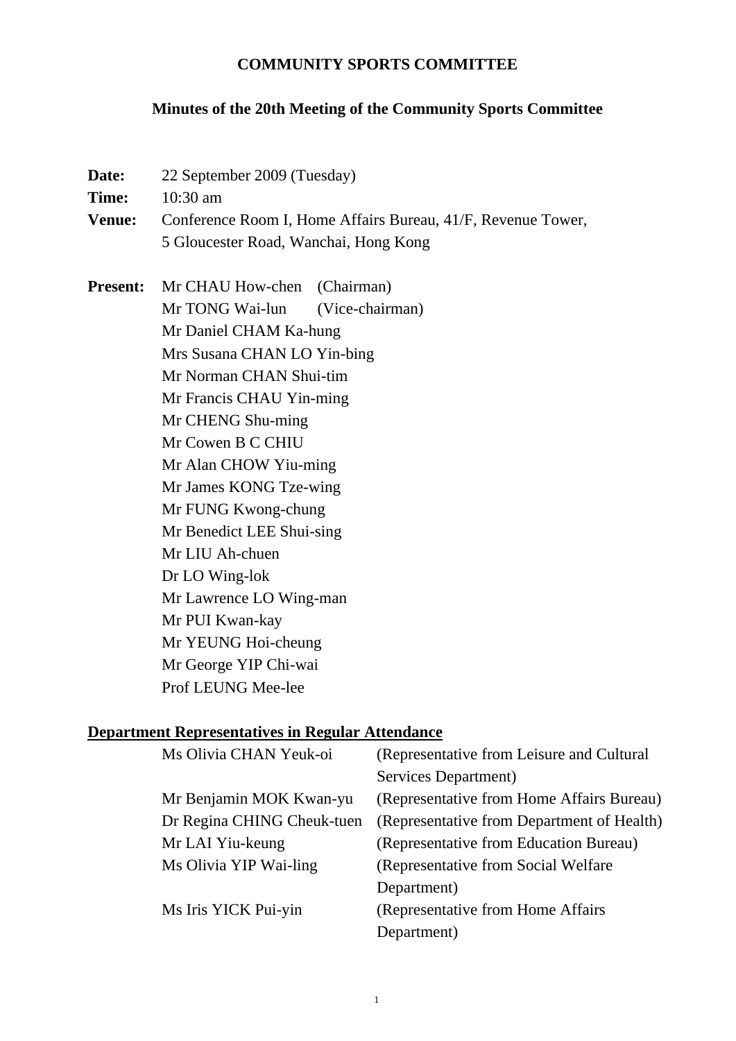# COMMUNITY SPORTS COMMITTEE

## Minutes of the 20th Meeting of the Community Sports Committee

**Date:** 22 September 2009 (Tuesday)

**Time:** 10:30 am

**Venue:** Conference Room I, Home Affairs Bureau, 41/F, Revenue Tower, 5 Gloucester Road, Wanchai, Hong Kong

**Present:**

Mr CHAU How-chen (Chairman)
Mr TONG Wai-lun (Vice-chairman)
Mr Daniel CHAM Ka-hung
Mrs Susana CHAN LO Yin-bing
Mr Norman CHAN Shui-tim
Mr Francis CHAU Yin-ming
Mr CHENG Shu-ming
Mr Cowen B C CHIU
Mr Alan CHOW Yiu-ming
Mr James KONG Tze-wing
Mr FUNG Kwong-chung
Mr Benedict LEE Shui-sing
Mr LIU Ah-chuen
Dr LO Wing-lok
Mr Lawrence LO Wing-man
Mr PUI Kwan-kay
Mr YEUNG Hoi-cheung
Mr George YIP Chi-wai
Prof LEUNG Mee-lee

**Department Representatives in Regular Attendance**

| | |
|---|---|
| Ms Olivia CHAN Yeuk-oi | (Representative from Leisure and Cultural Services Department) |
| Mr Benjamin MOK Kwan-yu | (Representative from Home Affairs Bureau) |
| Dr Regina CHING Cheuk-tuen | (Representative from Department of Health) |
| Mr LAI Yiu-keung | (Representative from Education Bureau) |
| Ms Olivia YIP Wai-ling | (Representative from Social Welfare Department) |
| Ms Iris YICK Pui-yin | (Representative from Home Affairs Department) |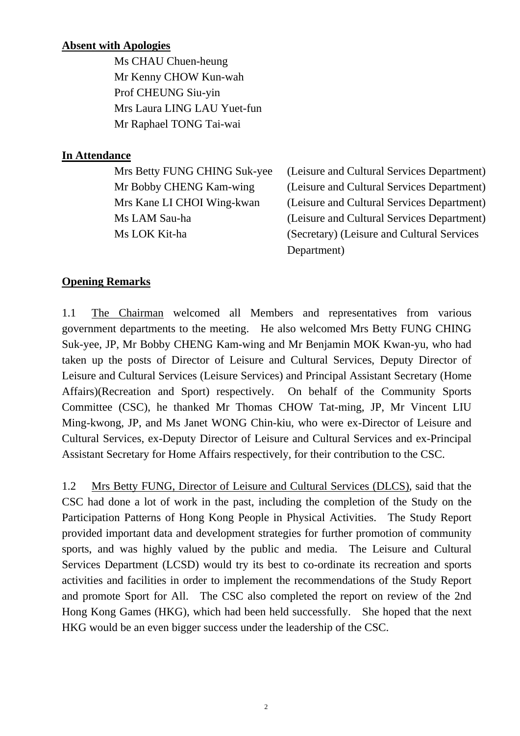**Absent with Apologies**

Ms CHAU Chuen-heung
Mr Kenny CHOW Kun-wah
Prof CHEUNG Siu-yin
Mrs Laura LING LAU Yuet-fun
Mr Raphael TONG Tai-wai

**In Attendance**

| | |
|---|---|
| Mrs Betty FUNG CHING Suk-yee | (Leisure and Cultural Services Department) |
| Mr Bobby CHENG Kam-wing | (Leisure and Cultural Services Department) |
| Mrs Kane LI CHOI Wing-kwan | (Leisure and Cultural Services Department) |
| Ms LAM Sau-ha | (Leisure and Cultural Services Department) |
| Ms LOK Kit-ha | (Secretary) (Leisure and Cultural Services Department) |

**Opening Remarks**

1.1 The Chairman welcomed all Members and representatives from various government departments to the meeting. He also welcomed Mrs Betty FUNG CHING Suk-yee, JP, Mr Bobby CHENG Kam-wing and Mr Benjamin MOK Kwan-yu, who had taken up the posts of Director of Leisure and Cultural Services, Deputy Director of Leisure and Cultural Services (Leisure Services) and Principal Assistant Secretary (Home Affairs)(Recreation and Sport) respectively. On behalf of the Community Sports Committee (CSC), he thanked Mr Thomas CHOW Tat-ming, JP, Mr Vincent LIU Ming-kwong, JP, and Ms Janet WONG Chin-kiu, who were ex-Director of Leisure and Cultural Services, ex-Deputy Director of Leisure and Cultural Services and ex-Principal Assistant Secretary for Home Affairs respectively, for their contribution to the CSC.

1.2 Mrs Betty FUNG, Director of Leisure and Cultural Services (DLCS), said that the CSC had done a lot of work in the past, including the completion of the Study on the Participation Patterns of Hong Kong People in Physical Activities. The Study Report provided important data and development strategies for further promotion of community sports, and was highly valued by the public and media. The Leisure and Cultural Services Department (LCSD) would try its best to co-ordinate its recreation and sports activities and facilities in order to implement the recommendations of the Study Report and promote Sport for All. The CSC also completed the report on review of the 2nd Hong Kong Games (HKG), which had been held successfully. She hoped that the next HKG would be an even bigger success under the leadership of the CSC.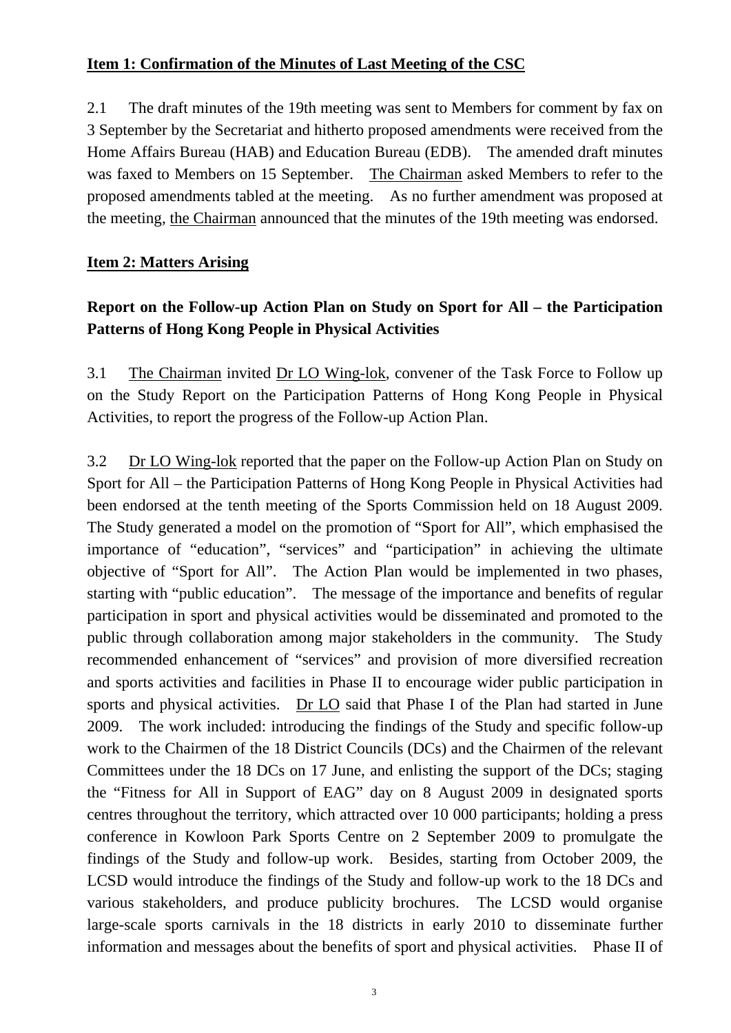**Item 1: Confirmation of the Minutes of Last Meeting of the CSC**

2.1 The draft minutes of the 19th meeting was sent to Members for comment by fax on 3 September by the Secretariat and hitherto proposed amendments were received from the Home Affairs Bureau (HAB) and Education Bureau (EDB). The amended draft minutes was faxed to Members on 15 September. The Chairman asked Members to refer to the proposed amendments tabled at the meeting. As no further amendment was proposed at the meeting, the Chairman announced that the minutes of the 19th meeting was endorsed.

**Item 2: Matters Arising**

**Report on the Follow-up Action Plan on Study on Sport for All – the Participation Patterns of Hong Kong People in Physical Activities**

3.1 The Chairman invited Dr LO Wing-lok, convener of the Task Force to Follow up on the Study Report on the Participation Patterns of Hong Kong People in Physical Activities, to report the progress of the Follow-up Action Plan.

3.2 Dr LO Wing-lok reported that the paper on the Follow-up Action Plan on Study on Sport for All – the Participation Patterns of Hong Kong People in Physical Activities had been endorsed at the tenth meeting of the Sports Commission held on 18 August 2009. The Study generated a model on the promotion of "Sport for All", which emphasised the importance of "education", "services" and "participation" in achieving the ultimate objective of "Sport for All". The Action Plan would be implemented in two phases, starting with "public education". The message of the importance and benefits of regular participation in sport and physical activities would be disseminated and promoted to the public through collaboration among major stakeholders in the community. The Study recommended enhancement of "services" and provision of more diversified recreation and sports activities and facilities in Phase II to encourage wider public participation in sports and physical activities. Dr LO said that Phase I of the Plan had started in June 2009. The work included: introducing the findings of the Study and specific follow-up work to the Chairmen of the 18 District Councils (DCs) and the Chairmen of the relevant Committees under the 18 DCs on 17 June, and enlisting the support of the DCs; staging the "Fitness for All in Support of EAG" day on 8 August 2009 in designated sports centres throughout the territory, which attracted over 10 000 participants; holding a press conference in Kowloon Park Sports Centre on 2 September 2009 to promulgate the findings of the Study and follow-up work. Besides, starting from October 2009, the LCSD would introduce the findings of the Study and follow-up work to the 18 DCs and various stakeholders, and produce publicity brochures. The LCSD would organise large-scale sports carnivals in the 18 districts in early 2010 to disseminate further information and messages about the benefits of sport and physical activities. Phase II of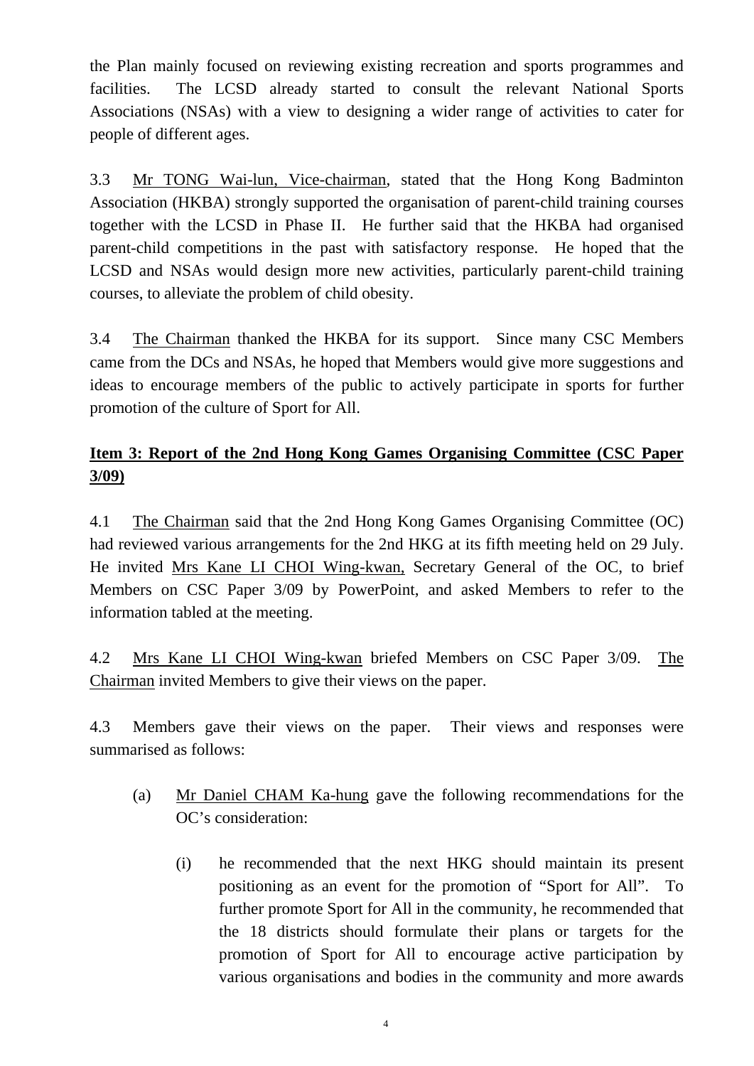the Plan mainly focused on reviewing existing recreation and sports programmes and facilities. The LCSD already started to consult the relevant National Sports Associations (NSAs) with a view to designing a wider range of activities to cater for people of different ages.

3.3 Mr TONG Wai-lun, Vice-chairman, stated that the Hong Kong Badminton Association (HKBA) strongly supported the organisation of parent-child training courses together with the LCSD in Phase II. He further said that the HKBA had organised parent-child competitions in the past with satisfactory response. He hoped that the LCSD and NSAs would design more new activities, particularly parent-child training courses, to alleviate the problem of child obesity.

3.4 The Chairman thanked the HKBA for its support. Since many CSC Members came from the DCs and NSAs, he hoped that Members would give more suggestions and ideas to encourage members of the public to actively participate in sports for further promotion of the culture of Sport for All.

**Item 3: Report of the 2nd Hong Kong Games Organising Committee (CSC Paper 3/09)**

4.1 The Chairman said that the 2nd Hong Kong Games Organising Committee (OC) had reviewed various arrangements for the 2nd HKG at its fifth meeting held on 29 July. He invited Mrs Kane LI CHOI Wing-kwan, Secretary General of the OC, to brief Members on CSC Paper 3/09 by PowerPoint, and asked Members to refer to the information tabled at the meeting.

4.2 Mrs Kane LI CHOI Wing-kwan briefed Members on CSC Paper 3/09. The Chairman invited Members to give their views on the paper.

4.3 Members gave their views on the paper. Their views and responses were summarised as follows:

(a) Mr Daniel CHAM Ka-hung gave the following recommendations for the OC's consideration:

  (i) he recommended that the next HKG should maintain its present positioning as an event for the promotion of "Sport for All". To further promote Sport for All in the community, he recommended that the 18 districts should formulate their plans or targets for the promotion of Sport for All to encourage active participation by various organisations and bodies in the community and more awards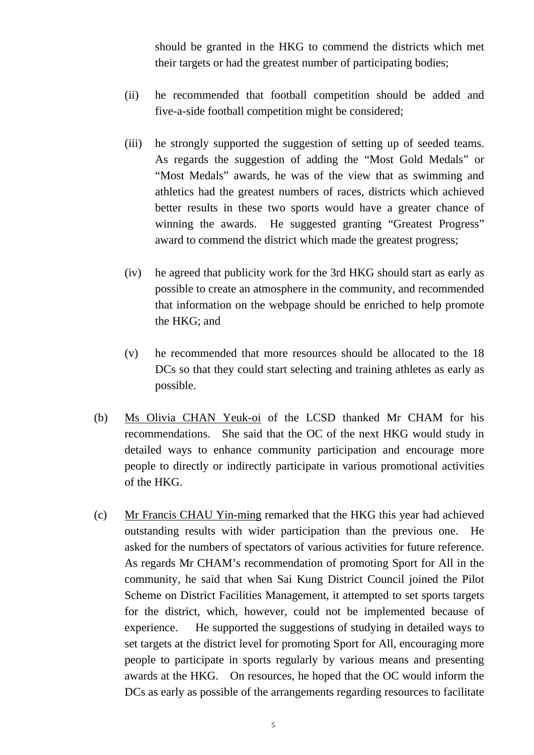should be granted in the HKG to commend the districts which met their targets or had the greatest number of participating bodies;

(ii) he recommended that football competition should be added and five-a-side football competition might be considered;

(iii) he strongly supported the suggestion of setting up of seeded teams. As regards the suggestion of adding the "Most Gold Medals" or "Most Medals" awards, he was of the view that as swimming and athletics had the greatest numbers of races, districts which achieved better results in these two sports would have a greater chance of winning the awards. He suggested granting "Greatest Progress" award to commend the district which made the greatest progress;

(iv) he agreed that publicity work for the 3rd HKG should start as early as possible to create an atmosphere in the community, and recommended that information on the webpage should be enriched to help promote the HKG; and

(v) he recommended that more resources should be allocated to the 18 DCs so that they could start selecting and training athletes as early as possible.

(b) Ms Olivia CHAN Yeuk-oi of the LCSD thanked Mr CHAM for his recommendations. She said that the OC of the next HKG would study in detailed ways to enhance community participation and encourage more people to directly or indirectly participate in various promotional activities of the HKG.

(c) Mr Francis CHAU Yin-ming remarked that the HKG this year had achieved outstanding results with wider participation than the previous one. He asked for the numbers of spectators of various activities for future reference. As regards Mr CHAM's recommendation of promoting Sport for All in the community, he said that when Sai Kung District Council joined the Pilot Scheme on District Facilities Management, it attempted to set sports targets for the district, which, however, could not be implemented because of experience. He supported the suggestions of studying in detailed ways to set targets at the district level for promoting Sport for All, encouraging more people to participate in sports regularly by various means and presenting awards at the HKG. On resources, he hoped that the OC would inform the DCs as early as possible of the arrangements regarding resources to facilitate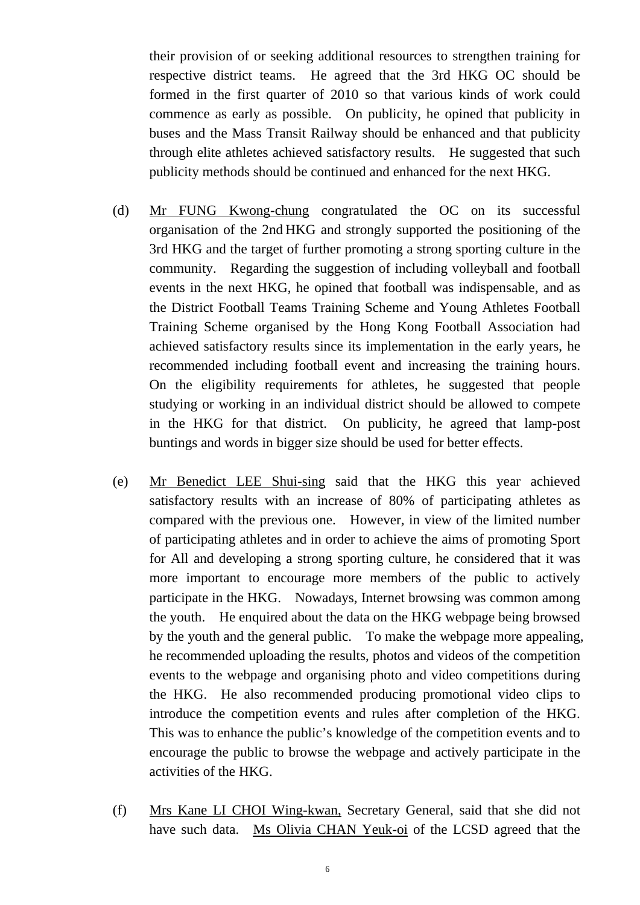their provision of or seeking additional resources to strengthen training for respective district teams. He agreed that the 3rd HKG OC should be formed in the first quarter of 2010 so that various kinds of work could commence as early as possible. On publicity, he opined that publicity in buses and the Mass Transit Railway should be enhanced and that publicity through elite athletes achieved satisfactory results. He suggested that such publicity methods should be continued and enhanced for the next HKG.

(d) Mr FUNG Kwong-chung congratulated the OC on its successful organisation of the 2nd HKG and strongly supported the positioning of the 3rd HKG and the target of further promoting a strong sporting culture in the community. Regarding the suggestion of including volleyball and football events in the next HKG, he opined that football was indispensable, and as the District Football Teams Training Scheme and Young Athletes Football Training Scheme organised by the Hong Kong Football Association had achieved satisfactory results since its implementation in the early years, he recommended including football event and increasing the training hours. On the eligibility requirements for athletes, he suggested that people studying or working in an individual district should be allowed to compete in the HKG for that district. On publicity, he agreed that lamp-post buntings and words in bigger size should be used for better effects.

(e) Mr Benedict LEE Shui-sing said that the HKG this year achieved satisfactory results with an increase of 80% of participating athletes as compared with the previous one. However, in view of the limited number of participating athletes and in order to achieve the aims of promoting Sport for All and developing a strong sporting culture, he considered that it was more important to encourage more members of the public to actively participate in the HKG. Nowadays, Internet browsing was common among the youth. He enquired about the data on the HKG webpage being browsed by the youth and the general public. To make the webpage more appealing, he recommended uploading the results, photos and videos of the competition events to the webpage and organising photo and video competitions during the HKG. He also recommended producing promotional video clips to introduce the competition events and rules after completion of the HKG. This was to enhance the public's knowledge of the competition events and to encourage the public to browse the webpage and actively participate in the activities of the HKG.

(f) Mrs Kane LI CHOI Wing-kwan, Secretary General, said that she did not have such data. Ms Olivia CHAN Yeuk-oi of the LCSD agreed that the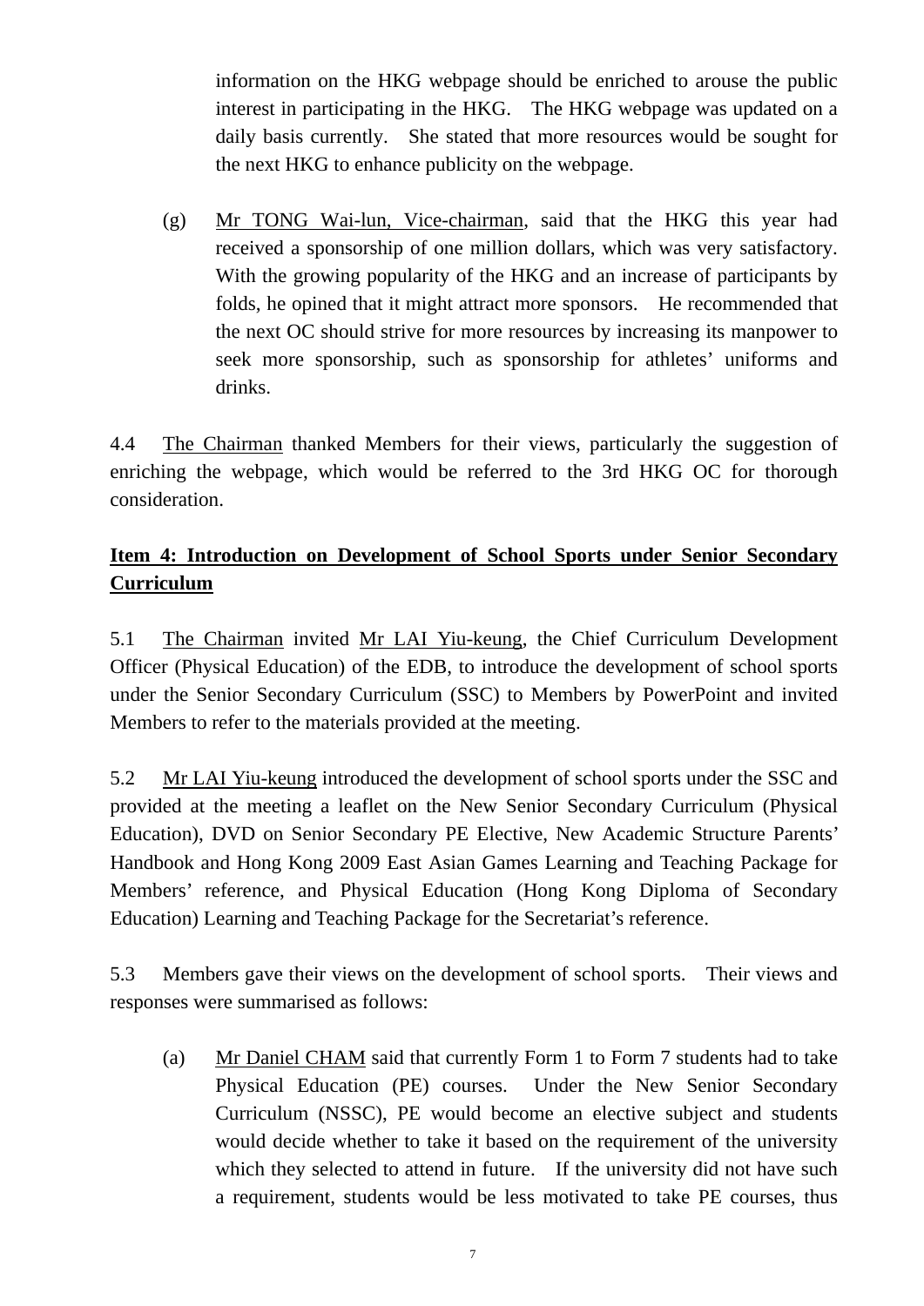information on the HKG webpage should be enriched to arouse the public interest in participating in the HKG. The HKG webpage was updated on a daily basis currently. She stated that more resources would be sought for the next HKG to enhance publicity on the webpage.

(g) Mr TONG Wai-lun, Vice-chairman, said that the HKG this year had received a sponsorship of one million dollars, which was very satisfactory. With the growing popularity of the HKG and an increase of participants by folds, he opined that it might attract more sponsors. He recommended that the next OC should strive for more resources by increasing its manpower to seek more sponsorship, such as sponsorship for athletes' uniforms and drinks.

4.4 The Chairman thanked Members for their views, particularly the suggestion of enriching the webpage, which would be referred to the 3rd HKG OC for thorough consideration.

**Item 4: Introduction on Development of School Sports under Senior Secondary Curriculum**

5.1 The Chairman invited Mr LAI Yiu-keung, the Chief Curriculum Development Officer (Physical Education) of the EDB, to introduce the development of school sports under the Senior Secondary Curriculum (SSC) to Members by PowerPoint and invited Members to refer to the materials provided at the meeting.

5.2 Mr LAI Yiu-keung introduced the development of school sports under the SSC and provided at the meeting a leaflet on the New Senior Secondary Curriculum (Physical Education), DVD on Senior Secondary PE Elective, New Academic Structure Parents' Handbook and Hong Kong 2009 East Asian Games Learning and Teaching Package for Members' reference, and Physical Education (Hong Kong Diploma of Secondary Education) Learning and Teaching Package for the Secretariat's reference.

5.3 Members gave their views on the development of school sports. Their views and responses were summarised as follows:

(a) Mr Daniel CHAM said that currently Form 1 to Form 7 students had to take Physical Education (PE) courses. Under the New Senior Secondary Curriculum (NSSC), PE would become an elective subject and students would decide whether to take it based on the requirement of the university which they selected to attend in future. If the university did not have such a requirement, students would be less motivated to take PE courses, thus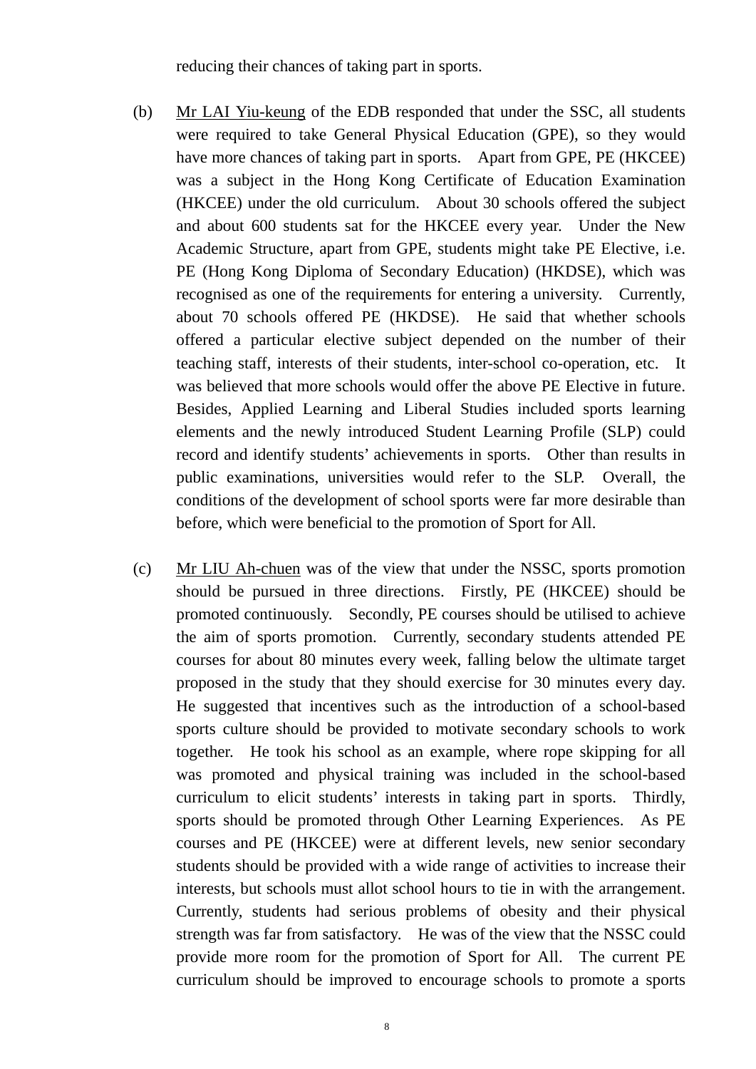reducing their chances of taking part in sports.

(b) Mr LAI Yiu-keung of the EDB responded that under the SSC, all students were required to take General Physical Education (GPE), so they would have more chances of taking part in sports. Apart from GPE, PE (HKCEE) was a subject in the Hong Kong Certificate of Education Examination (HKCEE) under the old curriculum. About 30 schools offered the subject and about 600 students sat for the HKCEE every year. Under the New Academic Structure, apart from GPE, students might take PE Elective, i.e. PE (Hong Kong Diploma of Secondary Education) (HKDSE), which was recognised as one of the requirements for entering a university. Currently, about 70 schools offered PE (HKDSE). He said that whether schools offered a particular elective subject depended on the number of their teaching staff, interests of their students, inter-school co-operation, etc. It was believed that more schools would offer the above PE Elective in future. Besides, Applied Learning and Liberal Studies included sports learning elements and the newly introduced Student Learning Profile (SLP) could record and identify students' achievements in sports. Other than results in public examinations, universities would refer to the SLP. Overall, the conditions of the development of school sports were far more desirable than before, which were beneficial to the promotion of Sport for All.

(c) Mr LIU Ah-chuen was of the view that under the NSSC, sports promotion should be pursued in three directions. Firstly, PE (HKCEE) should be promoted continuously. Secondly, PE courses should be utilised to achieve the aim of sports promotion. Currently, secondary students attended PE courses for about 80 minutes every week, falling below the ultimate target proposed in the study that they should exercise for 30 minutes every day. He suggested that incentives such as the introduction of a school-based sports culture should be provided to motivate secondary schools to work together. He took his school as an example, where rope skipping for all was promoted and physical training was included in the school-based curriculum to elicit students' interests in taking part in sports. Thirdly, sports should be promoted through Other Learning Experiences. As PE courses and PE (HKCEE) were at different levels, new senior secondary students should be provided with a wide range of activities to increase their interests, but schools must allot school hours to tie in with the arrangement. Currently, students had serious problems of obesity and their physical strength was far from satisfactory. He was of the view that the NSSC could provide more room for the promotion of Sport for All. The current PE curriculum should be improved to encourage schools to promote a sports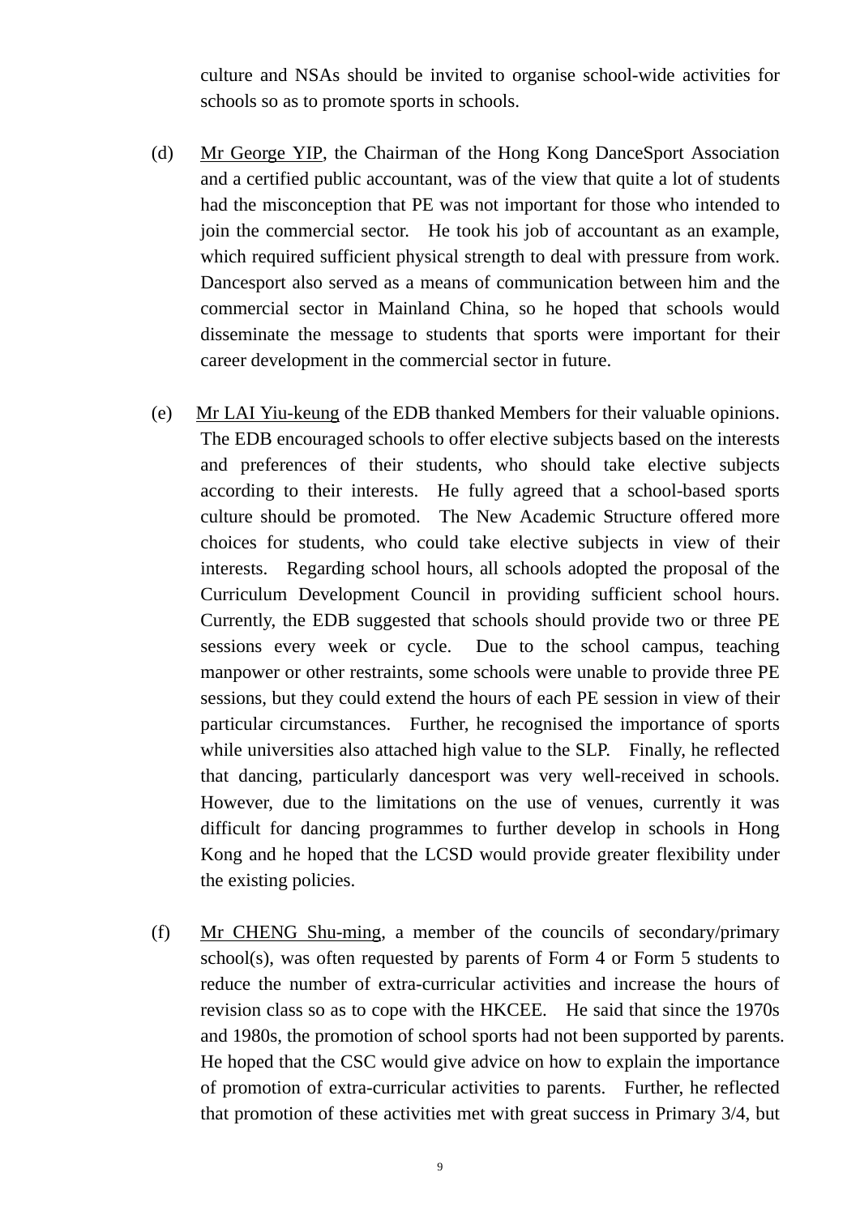culture and NSAs should be invited to organise school-wide activities for schools so as to promote sports in schools.

(d) Mr George YIP, the Chairman of the Hong Kong DanceSport Association and a certified public accountant, was of the view that quite a lot of students had the misconception that PE was not important for those who intended to join the commercial sector. He took his job of accountant as an example, which required sufficient physical strength to deal with pressure from work. Dancesport also served as a means of communication between him and the commercial sector in Mainland China, so he hoped that schools would disseminate the message to students that sports were important for their career development in the commercial sector in future.

(e) Mr LAI Yiu-keung of the EDB thanked Members for their valuable opinions. The EDB encouraged schools to offer elective subjects based on the interests and preferences of their students, who should take elective subjects according to their interests. He fully agreed that a school-based sports culture should be promoted. The New Academic Structure offered more choices for students, who could take elective subjects in view of their interests. Regarding school hours, all schools adopted the proposal of the Curriculum Development Council in providing sufficient school hours. Currently, the EDB suggested that schools should provide two or three PE sessions every week or cycle. Due to the school campus, teaching manpower or other restraints, some schools were unable to provide three PE sessions, but they could extend the hours of each PE session in view of their particular circumstances. Further, he recognised the importance of sports while universities also attached high value to the SLP. Finally, he reflected that dancing, particularly dancesport was very well-received in schools. However, due to the limitations on the use of venues, currently it was difficult for dancing programmes to further develop in schools in Hong Kong and he hoped that the LCSD would provide greater flexibility under the existing policies.

(f) Mr CHENG Shu-ming, a member of the councils of secondary/primary school(s), was often requested by parents of Form 4 or Form 5 students to reduce the number of extra-curricular activities and increase the hours of revision class so as to cope with the HKCEE. He said that since the 1970s and 1980s, the promotion of school sports had not been supported by parents. He hoped that the CSC would give advice on how to explain the importance of promotion of extra-curricular activities to parents. Further, he reflected that promotion of these activities met with great success in Primary 3/4, but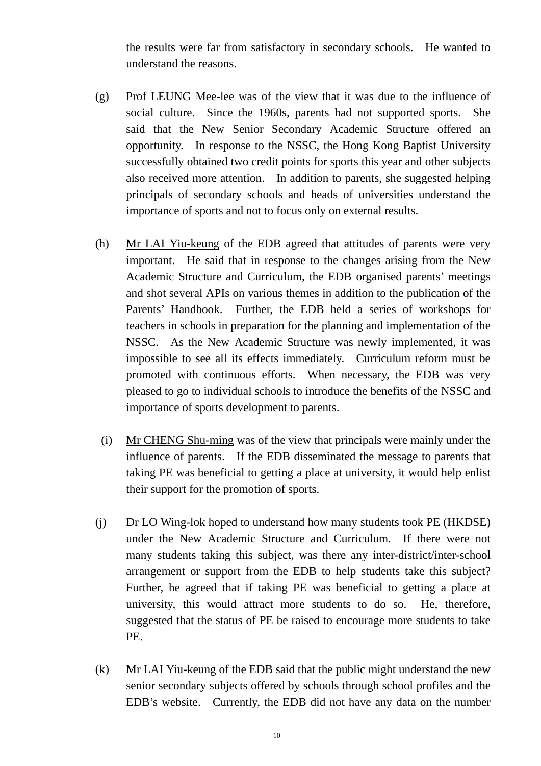the results were far from satisfactory in secondary schools. He wanted to understand the reasons.

(g) Prof LEUNG Mee-lee was of the view that it was due to the influence of social culture. Since the 1960s, parents had not supported sports. She said that the New Senior Secondary Academic Structure offered an opportunity. In response to the NSSC, the Hong Kong Baptist University successfully obtained two credit points for sports this year and other subjects also received more attention. In addition to parents, she suggested helping principals of secondary schools and heads of universities understand the importance of sports and not to focus only on external results.

(h) Mr LAI Yiu-keung of the EDB agreed that attitudes of parents were very important. He said that in response to the changes arising from the New Academic Structure and Curriculum, the EDB organised parents' meetings and shot several APIs on various themes in addition to the publication of the Parents' Handbook. Further, the EDB held a series of workshops for teachers in schools in preparation for the planning and implementation of the NSSC. As the New Academic Structure was newly implemented, it was impossible to see all its effects immediately. Curriculum reform must be promoted with continuous efforts. When necessary, the EDB was very pleased to go to individual schools to introduce the benefits of the NSSC and importance of sports development to parents.

(i) Mr CHENG Shu-ming was of the view that principals were mainly under the influence of parents. If the EDB disseminated the message to parents that taking PE was beneficial to getting a place at university, it would help enlist their support for the promotion of sports.

(j) Dr LO Wing-lok hoped to understand how many students took PE (HKDSE) under the New Academic Structure and Curriculum. If there were not many students taking this subject, was there any inter-district/inter-school arrangement or support from the EDB to help students take this subject? Further, he agreed that if taking PE was beneficial to getting a place at university, this would attract more students to do so. He, therefore, suggested that the status of PE be raised to encourage more students to take PE.

(k) Mr LAI Yiu-keung of the EDB said that the public might understand the new senior secondary subjects offered by schools through school profiles and the EDB's website. Currently, the EDB did not have any data on the number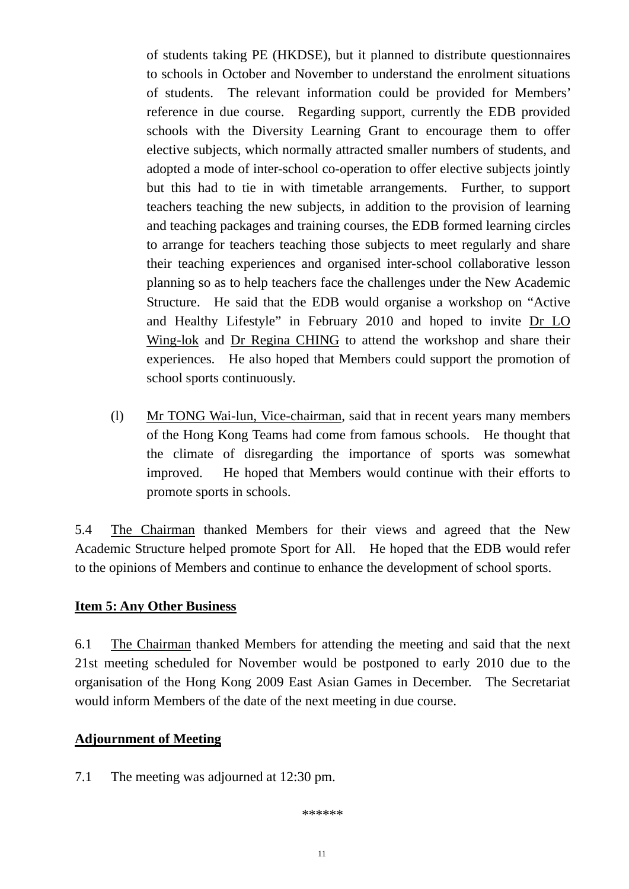of students taking PE (HKDSE), but it planned to distribute questionnaires to schools in October and November to understand the enrolment situations of students. The relevant information could be provided for Members' reference in due course. Regarding support, currently the EDB provided schools with the Diversity Learning Grant to encourage them to offer elective subjects, which normally attracted smaller numbers of students, and adopted a mode of inter-school co-operation to offer elective subjects jointly but this had to tie in with timetable arrangements. Further, to support teachers teaching the new subjects, in addition to the provision of learning and teaching packages and training courses, the EDB formed learning circles to arrange for teachers teaching those subjects to meet regularly and share their teaching experiences and organised inter-school collaborative lesson planning so as to help teachers face the challenges under the New Academic Structure. He said that the EDB would organise a workshop on "Active and Healthy Lifestyle" in February 2010 and hoped to invite Dr LO Wing-lok and Dr Regina CHING to attend the workshop and share their experiences. He also hoped that Members could support the promotion of school sports continuously.

(l) Mr TONG Wai-lun, Vice-chairman, said that in recent years many members of the Hong Kong Teams had come from famous schools. He thought that the climate of disregarding the importance of sports was somewhat improved. He hoped that Members would continue with their efforts to promote sports in schools.

5.4 The Chairman thanked Members for their views and agreed that the New Academic Structure helped promote Sport for All. He hoped that the EDB would refer to the opinions of Members and continue to enhance the development of school sports.

**Item 5: Any Other Business**

6.1 The Chairman thanked Members for attending the meeting and said that the next 21st meeting scheduled for November would be postponed to early 2010 due to the organisation of the Hong Kong 2009 East Asian Games in December. The Secretariat would inform Members of the date of the next meeting in due course.

**Adjournment of Meeting**

7.1 The meeting was adjourned at 12:30 pm.

******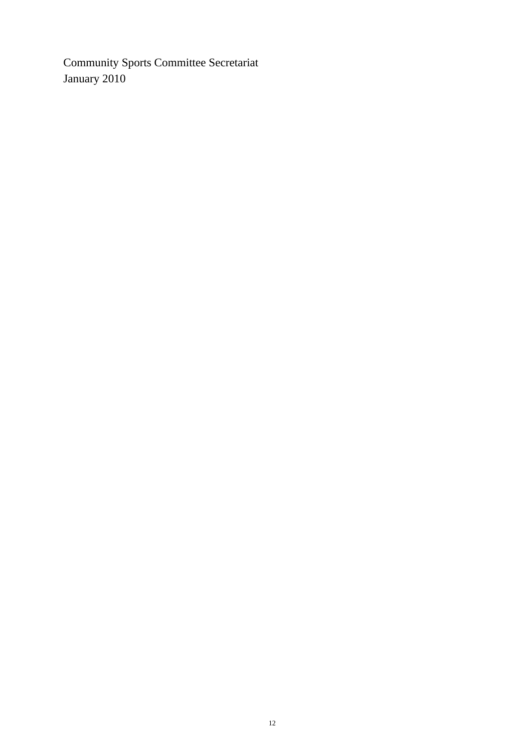Community Sports Committee Secretariat
January 2010